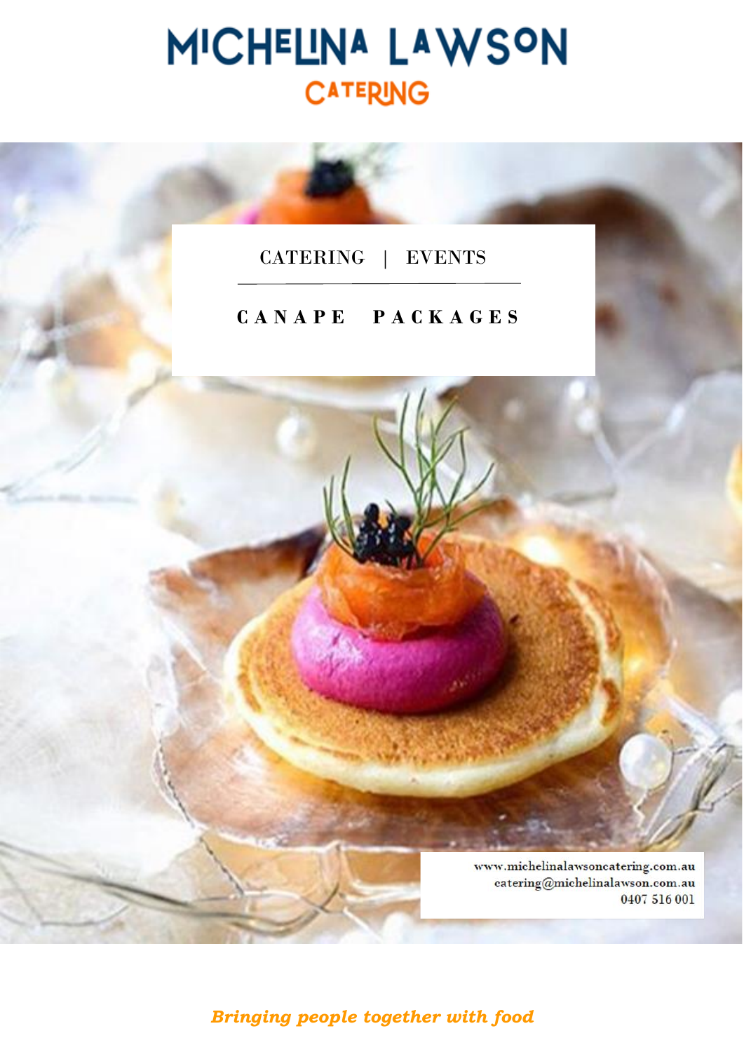# MICHELINA LAWSON CATERING

CATERING | EVENTS

## CANAPE PACKAGES

www.michelinalawsoncatering.com.au
catering@michelinalawson.com.au
0407 516 001

*Bringing people together with food*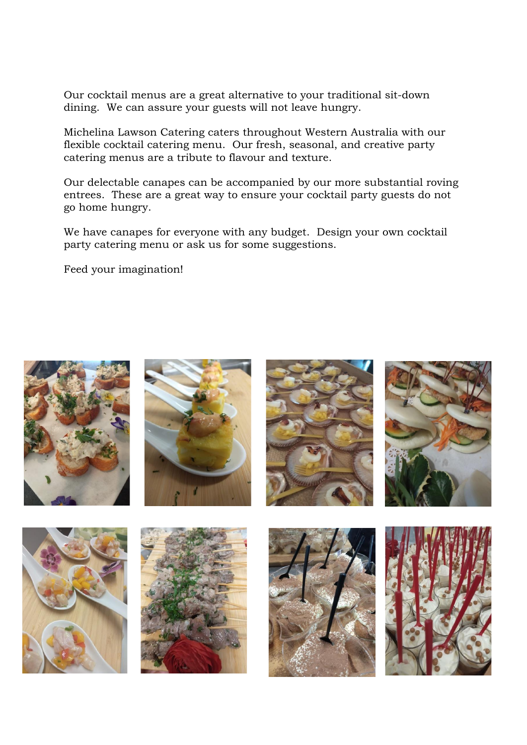Our cocktail menus are a great alternative to your traditional sit-down dining.  We can assure your guests will not leave hungry.

Michelina Lawson Catering caters throughout Western Australia with our flexible cocktail catering menu.  Our fresh, seasonal, and creative party catering menus are a tribute to flavour and texture.

Our delectable canapes can be accompanied by our more substantial roving entrees.  These are a great way to ensure your cocktail party guests do not go home hungry.

We have canapes for everyone with any budget.  Design your own cocktail party catering menu or ask us for some suggestions.

Feed your imagination!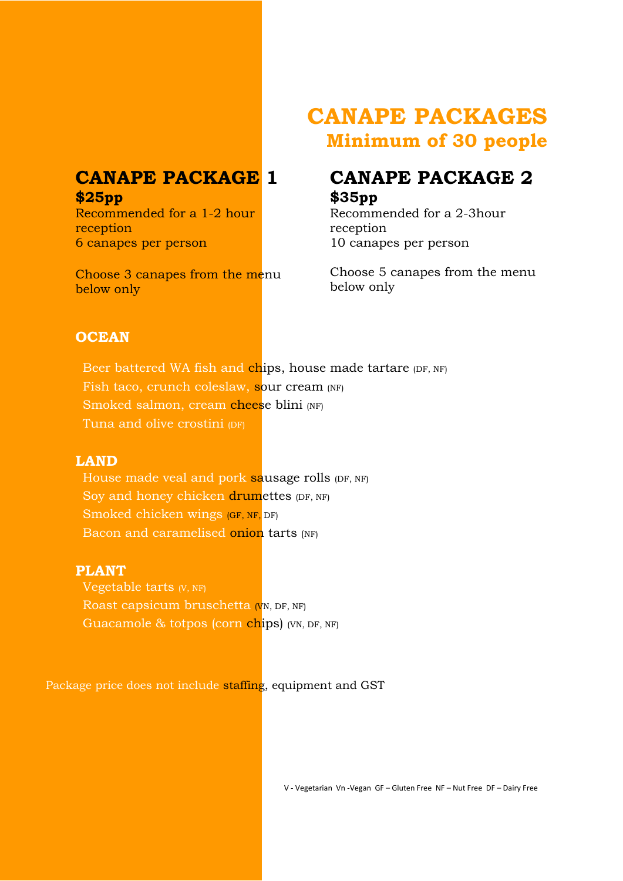# CANAPE PACKAGES
## Minimum of 30 people

## CANAPE PACKAGE 1
**$25pp**
Recommended for a 1-2 hour reception
6 canapes per person

Choose 3 canapes from the menu below only

## CANAPE PACKAGE 2
**$35pp**
Recommended for a 2-3hour reception
10 canapes per person

Choose 5 canapes from the menu below only

### OCEAN

Beer battered WA fish and chips, house made tartare (DF, NF)
Fish taco, crunch coleslaw, sour cream (NF)
Smoked salmon, cream cheese blini (NF)
Tuna and olive crostini (DF)

### LAND

House made veal and pork sausage rolls (DF, NF)
Soy and honey chicken drumettes (DF, NF)
Smoked chicken wings (GF, NF, DF)
Bacon and caramelised onion tarts (NF)

### PLANT

Vegetable tarts (V, NF)
Roast capsicum bruschetta (VN, DF, NF)
Guacamole & totpos (corn chips) (VN, DF, NF)

Package price does not include staffing, equipment and GST

V - Vegetarian Vn -Vegan GF – Gluten Free NF – Nut Free DF – Dairy Free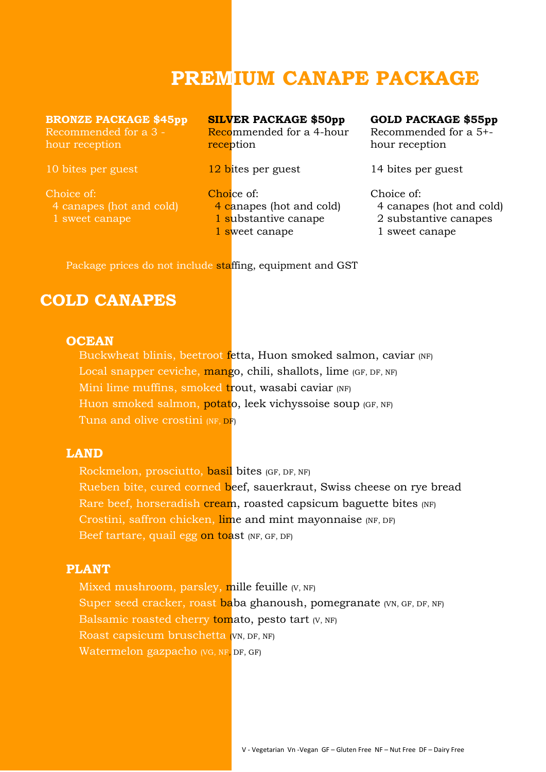# PREMIUM CANAPE PACKAGE

**BRONZE PACKAGE $45pp**
Recommended for a 3 - hour reception

10 bites per guest

Choice of:
- 4 canapes (hot and cold)
- 1 sweet canape

**SILVER PACKAGE $50pp**
Recommended for a 4-hour reception

12 bites per guest

Choice of:
- 4 canapes (hot and cold)
- 1 substantive canape
- 1 sweet canape

**GOLD PACKAGE $55pp**
Recommended for a 5+- hour reception

14 bites per guest

Choice of:
- 4 canapes (hot and cold)
- 2 substantive canapes
- 1 sweet canape

Package prices do not include staffing, equipment and GST

## COLD CANAPES

### OCEAN

Buckwheat blinis, beetroot fetta, Huon smoked salmon, caviar (NF)
Local snapper ceviche, mango, chili, shallots, lime (GF, DF, NF)
Mini lime muffins, smoked trout, wasabi caviar (NF)
Huon smoked salmon, potato, leek vichyssoise soup (GF, NF)
Tuna and olive crostini (NF, DF)

### LAND

Rockmelon, prosciutto, basil bites (GF, DF, NF)
Rueben bite, cured corned beef, sauerkraut, Swiss cheese on rye bread
Rare beef, horseradish cream, roasted capsicum baguette bites (NF)
Crostini, saffron chicken, lime and mint mayonnaise (NF, DF)
Beef tartare, quail egg on toast (NF, GF, DF)

### PLANT

Mixed mushroom, parsley, mille feuille (V, NF)
Super seed cracker, roast baba ghanoush, pomegranate (VN, GF, DF, NF)
Balsamic roasted cherry tomato, pesto tart (V, NF)
Roast capsicum bruschetta (VN, DF, NF)
Watermelon gazpacho (VG, NF, DF, GF)

V - Vegetarian Vn -Vegan GF – Gluten Free NF – Nut Free DF – Dairy Free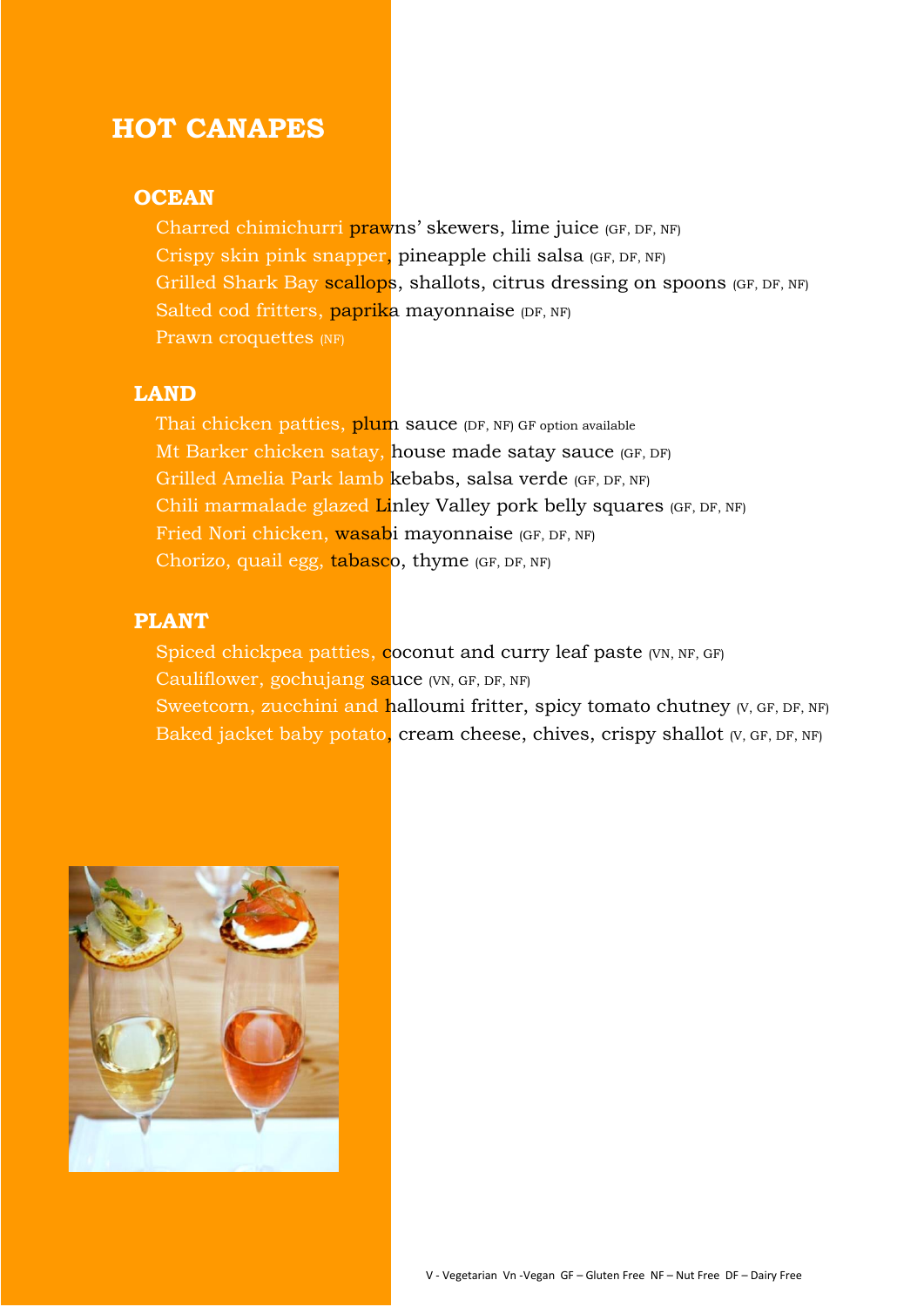# HOT CANAPES

## OCEAN

Charred chimichurri prawns' skewers, lime juice (GF, DF, NF)
Crispy skin pink snapper, pineapple chili salsa (GF, DF, NF)
Grilled Shark Bay scallops, shallots, citrus dressing on spoons (GF, DF, NF)
Salted cod fritters, paprika mayonnaise (DF, NF)
Prawn croquettes (NF)

## LAND

Thai chicken patties, plum sauce (DF, NF) GF option available
Mt Barker chicken satay, house made satay sauce (GF, DF)
Grilled Amelia Park lamb kebabs, salsa verde (GF, DF, NF)
Chili marmalade glazed Linley Valley pork belly squares (GF, DF, NF)
Fried Nori chicken, wasabi mayonnaise (GF, DF, NF)
Chorizo, quail egg, tabasco, thyme (GF, DF, NF)

## PLANT

Spiced chickpea patties, coconut and curry leaf paste (VN, NF, GF)
Cauliflower, gochujang sauce (VN, GF, DF, NF)
Sweetcorn, zucchini and halloumi fritter, spicy tomato chutney (V, GF, DF, NF)
Baked jacket baby potato, cream cheese, chives, crispy shallot (V, GF, DF, NF)

V - Vegetarian Vn -Vegan GF – Gluten Free NF – Nut Free DF – Dairy Free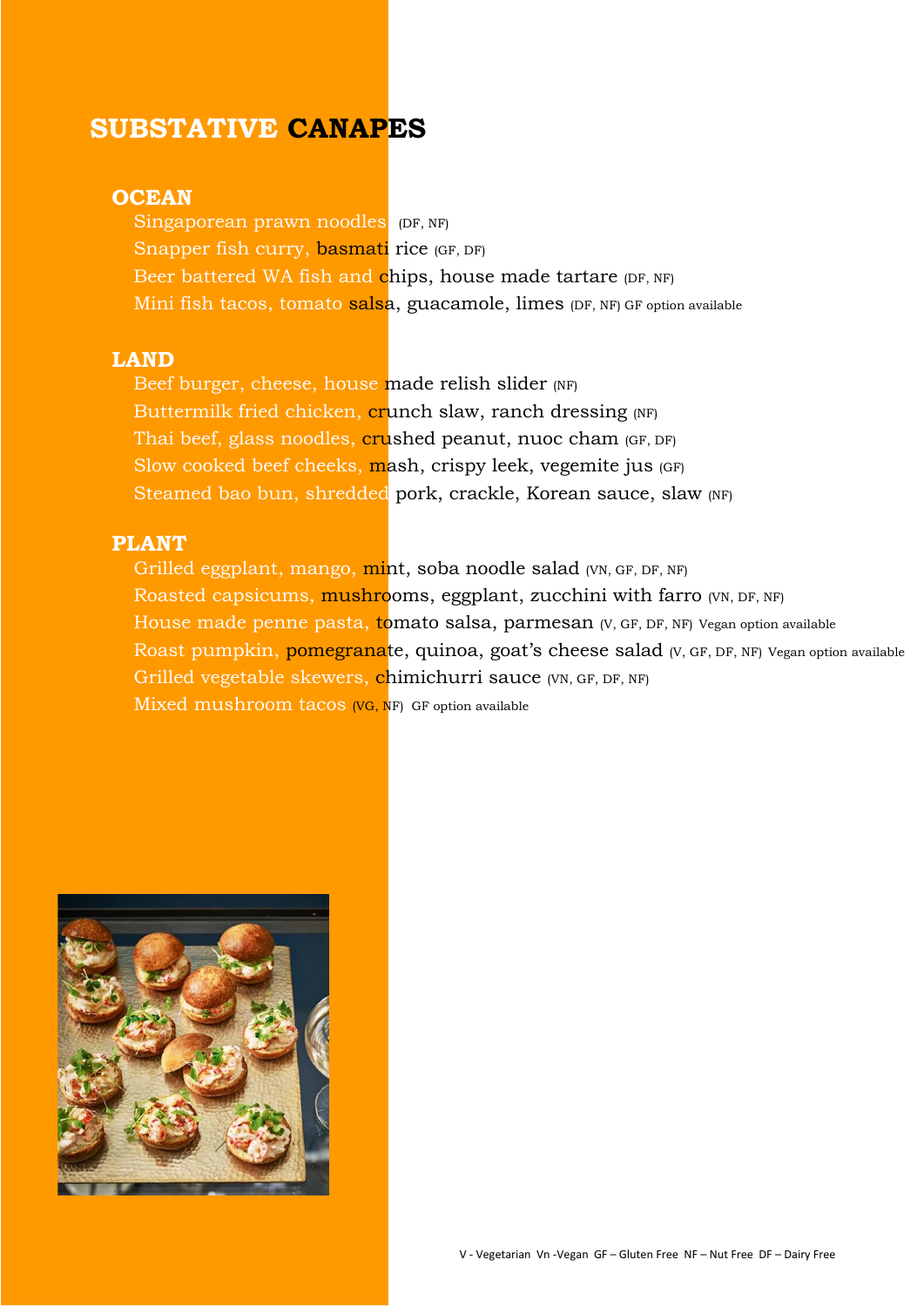# SUBSTATIVE CANAPES

## OCEAN

- Singaporean prawn noodles (DF, NF)
- Snapper fish curry, basmati rice (GF, DF)
- Beer battered WA fish and chips, house made tartare (DF, NF)
- Mini fish tacos, tomato salsa, guacamole, limes (DF, NF) GF option available

## LAND

- Beef burger, cheese, house made relish slider (NF)
- Buttermilk fried chicken, crunch slaw, ranch dressing (NF)
- Thai beef, glass noodles, crushed peanut, nuoc cham (GF, DF)
- Slow cooked beef cheeks, mash, crispy leek, vegemite jus (GF)
- Steamed bao bun, shredded pork, crackle, Korean sauce, slaw (NF)

## PLANT

- Grilled eggplant, mango, mint, soba noodle salad (VN, GF, DF, NF)
- Roasted capsicums, mushrooms, eggplant, zucchini with farro (VN, DF, NF)
- House made penne pasta, tomato salsa, parmesan (V, GF, DF, NF) Vegan option available
- Roast pumpkin, pomegranate, quinoa, goat's cheese salad (V, GF, DF, NF) Vegan option available
- Grilled vegetable skewers, chimichurri sauce (VN, GF, DF, NF)
- Mixed mushroom tacos (VG, NF) GF option available

V - Vegetarian Vn -Vegan GF – Gluten Free NF – Nut Free DF – Dairy Free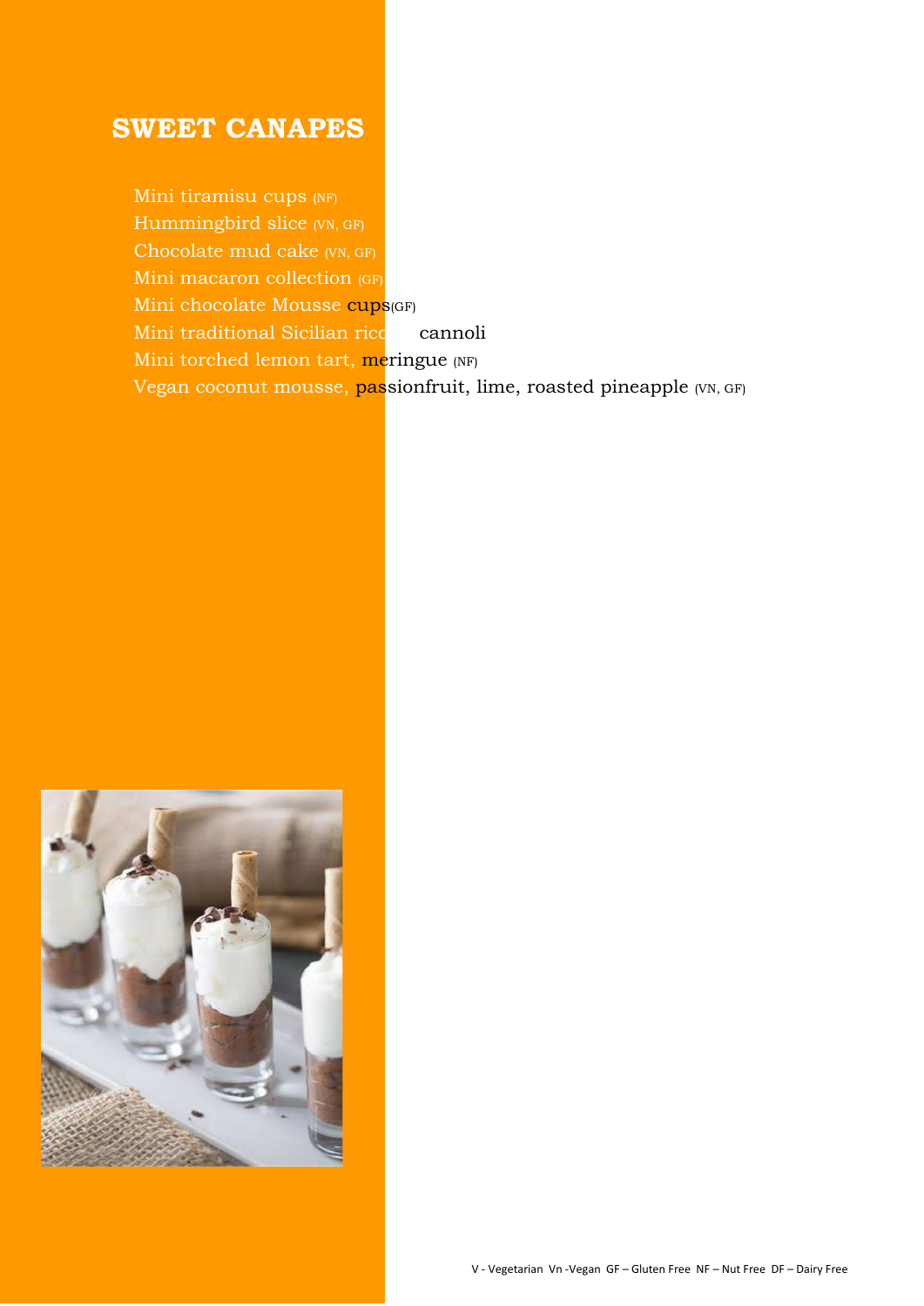# SWEET CANAPES

Mini tiramisu cups (NF)
Hummingbird slice (VN, GF)
Chocolate mud cake (VN, GF)
Mini macaron collection (GF)
Mini chocolate Mousse cups(GF)
Mini traditional Sicilian ricc cannoli
Mini torched lemon tart, meringue (NF)
Vegan coconut mousse, passionfruit, lime, roasted pineapple (VN, GF)

V - Vegetarian Vn -Vegan GF – Gluten Free NF – Nut Free DF – Dairy Free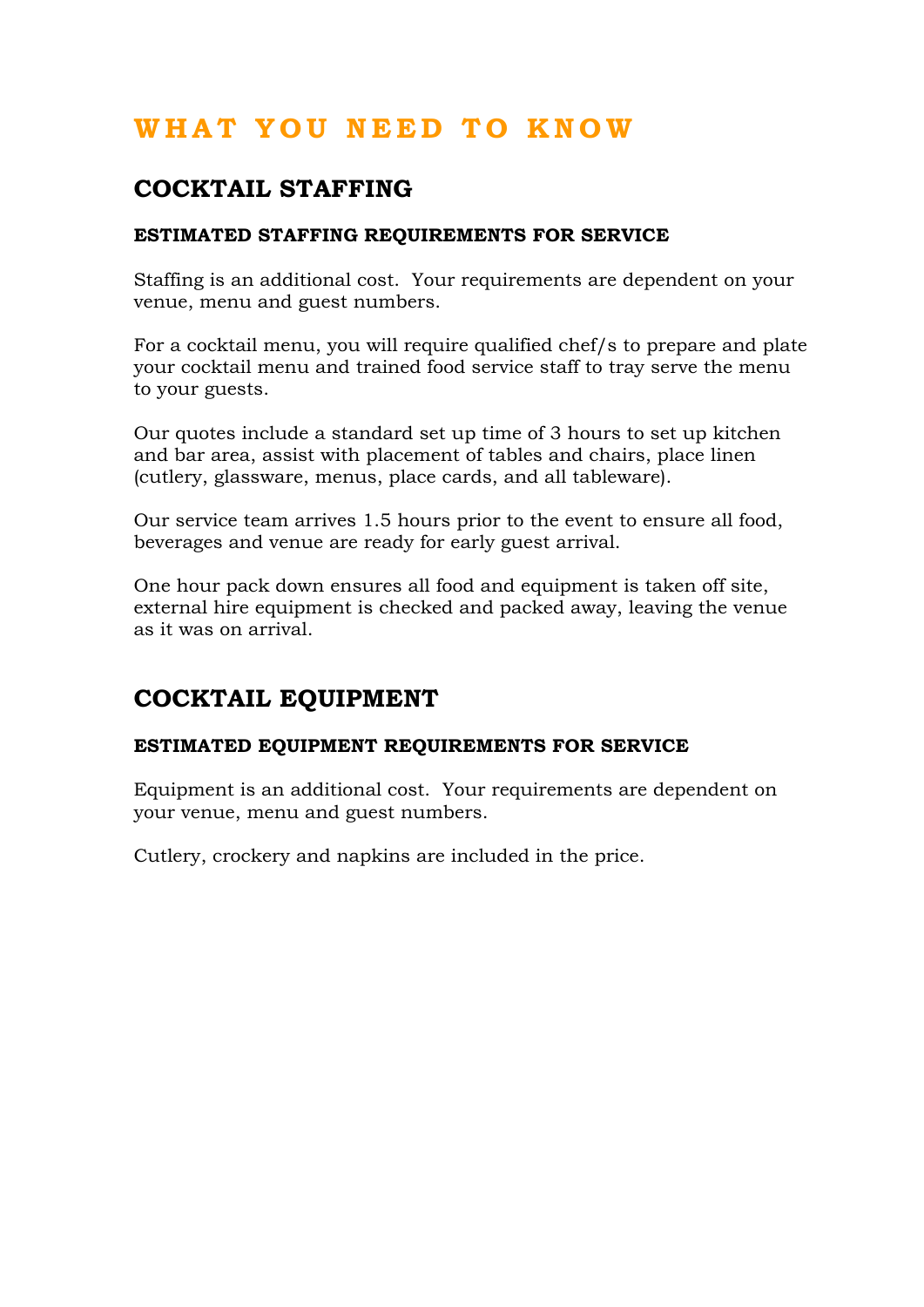# WHAT YOU NEED TO KNOW

## COCKTAIL STAFFING

#### ESTIMATED STAFFING REQUIREMENTS FOR SERVICE

Staffing is an additional cost. Your requirements are dependent on your venue, menu and guest numbers.

For a cocktail menu, you will require qualified chef/s to prepare and plate your cocktail menu and trained food service staff to tray serve the menu to your guests.

Our quotes include a standard set up time of 3 hours to set up kitchen and bar area, assist with placement of tables and chairs, place linen (cutlery, glassware, menus, place cards, and all tableware).

Our service team arrives 1.5 hours prior to the event to ensure all food, beverages and venue are ready for early guest arrival.

One hour pack down ensures all food and equipment is taken off site, external hire equipment is checked and packed away, leaving the venue as it was on arrival.

## COCKTAIL EQUIPMENT

#### ESTIMATED EQUIPMENT REQUIREMENTS FOR SERVICE

Equipment is an additional cost. Your requirements are dependent on your venue, menu and guest numbers.

Cutlery, crockery and napkins are included in the price.